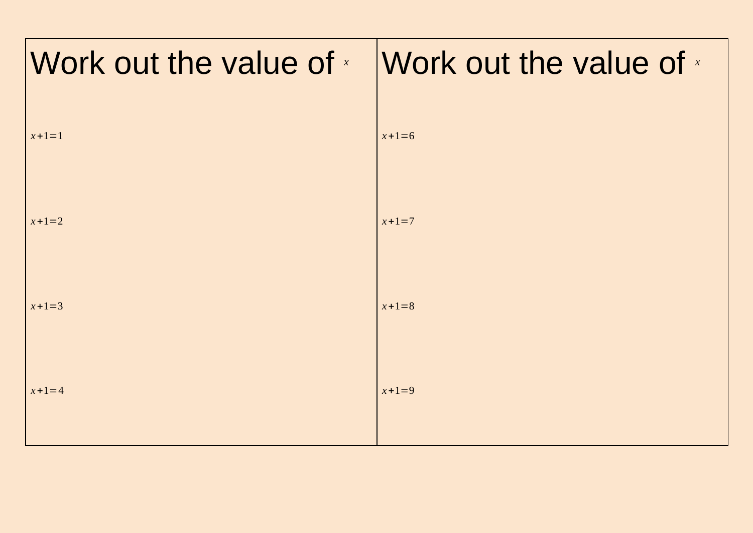## Work out the value of $x$

$x+1=1$

$x+1=2$

$x+1=3$

$x+1=4$

## Work out the value of $x$

$x+1=6$

$x+1=7$

$x+1=8$

$x+1=9$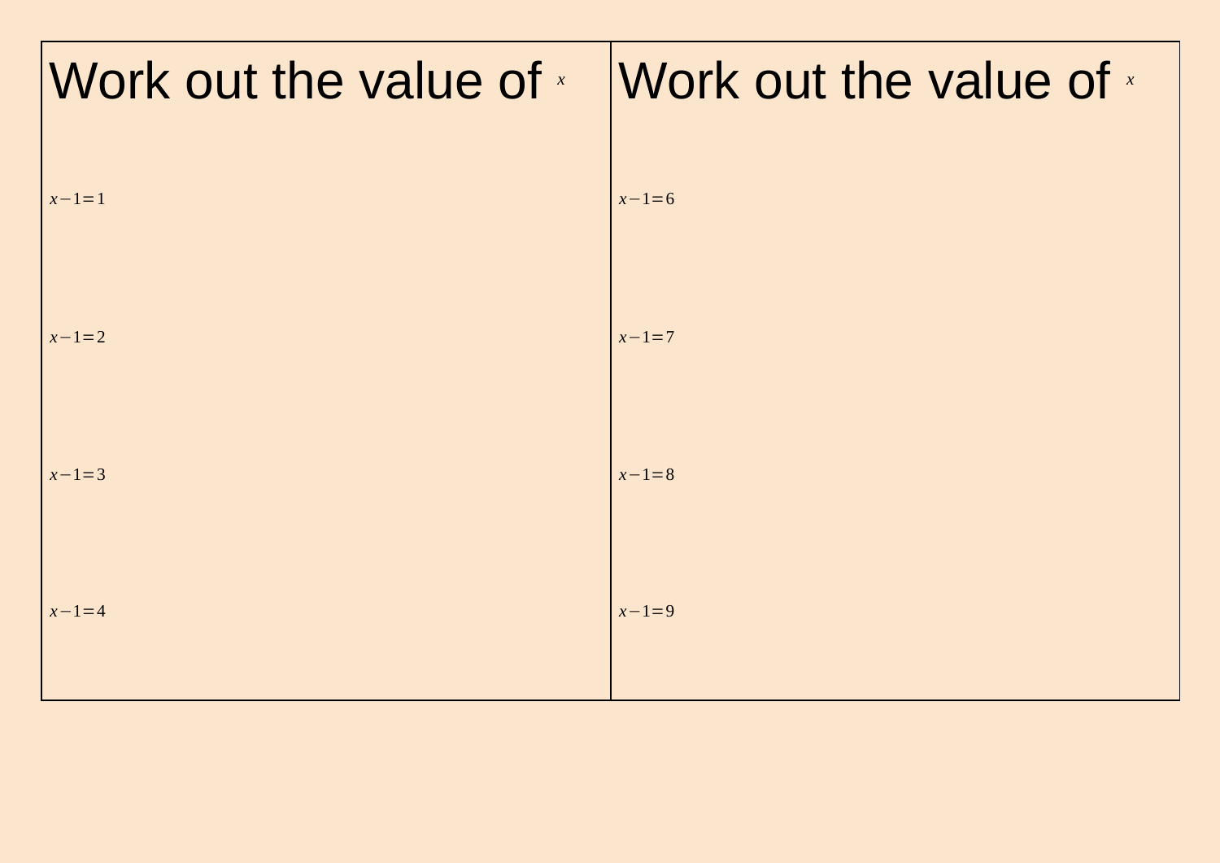## Work out the value of $x$

$x-1=1$

$x-1=2$

$x-1=3$

$x-1=4$

## Work out the value of $x$

$x-1=6$

$x-1=7$

$x-1=8$

$x-1=9$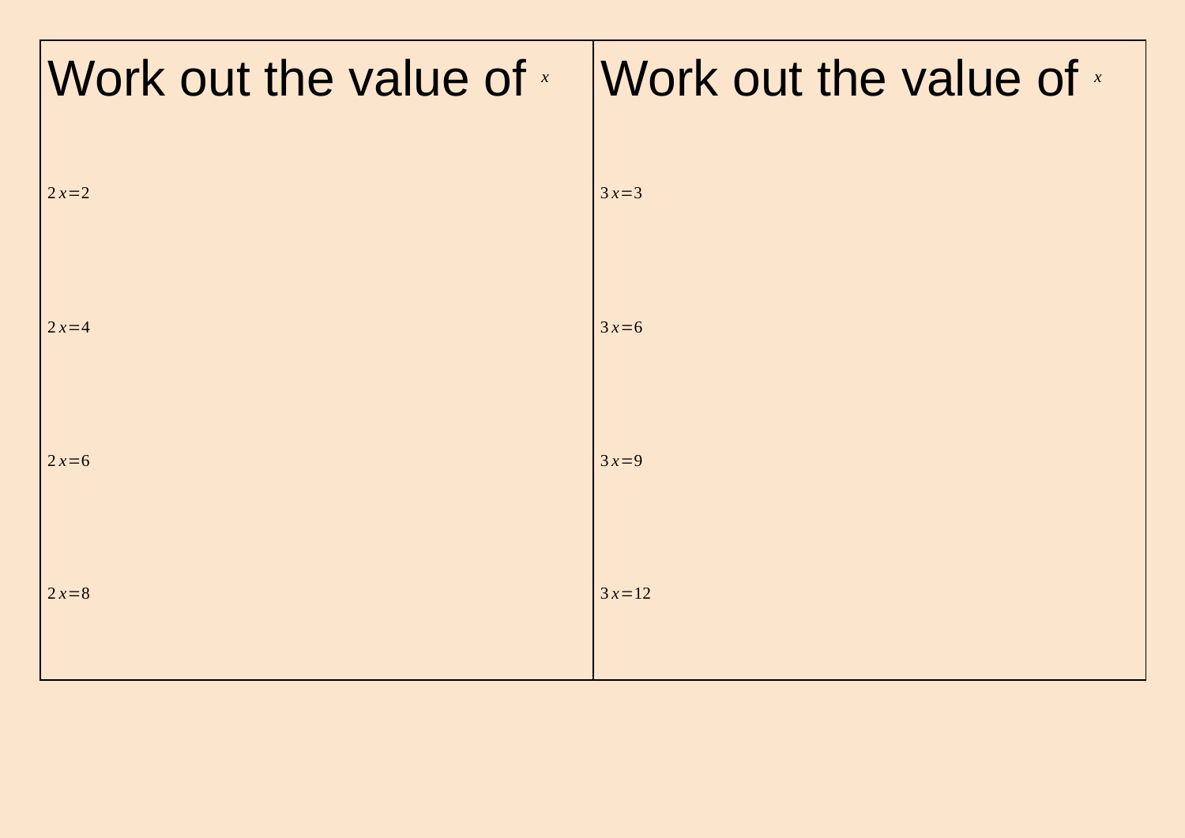| Work out the value of $x$ | Work out the value of $x$ |
| --- | --- |
| $2x=2$ | $3x=3$ |
| $2x=4$ | $3x=6$ |
| $2x=6$ | $3x=9$ |
| $2x=8$ | $3x=12$ |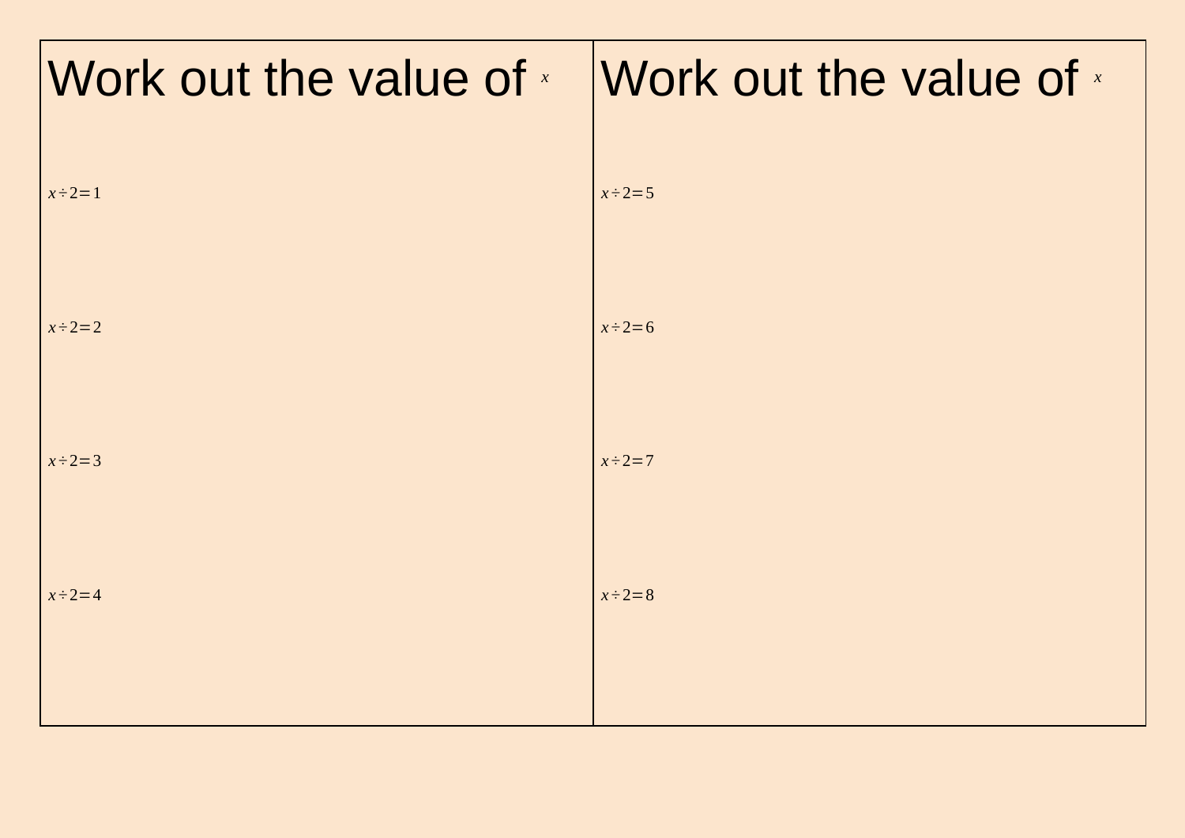# Work out the value of $x$

$x \div 2 = 1$

$x \div 2 = 2$

$x \div 2 = 3$

$x \div 2 = 4$

# Work out the value of $x$

$x \div 2 = 5$

$x \div 2 = 6$

$x \div 2 = 7$

$x \div 2 = 8$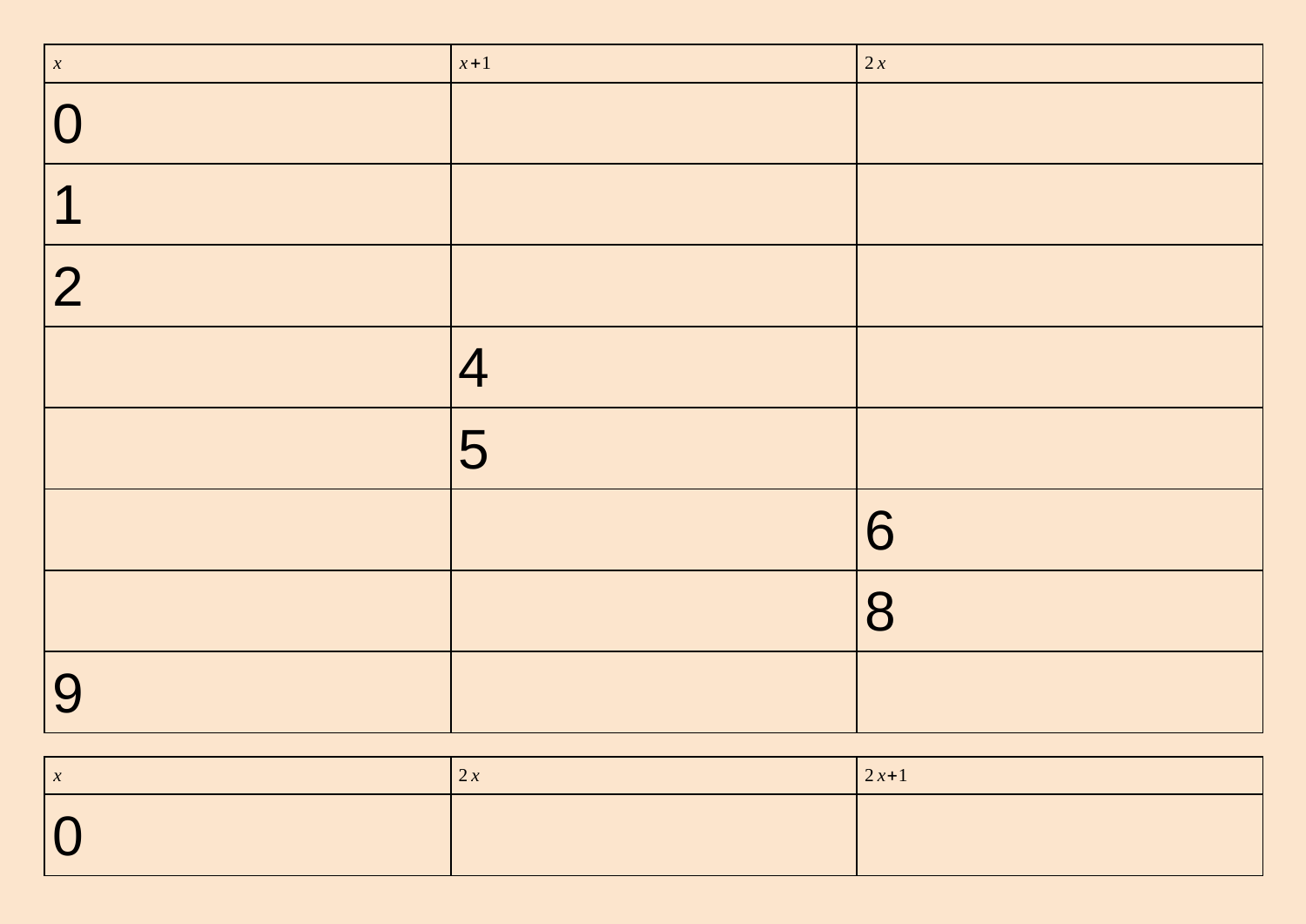| $x$ | $x+1$ | $2x$ |
|---|---|---|
| 0 | | |
| 1 | | |
| 2 | | |
| | 4 | |
| | 5 | |
| | | 6 |
| | | 8 |
| 9 | | |

| $x$ | $2x$ | $2x+1$ |
|---|---|---|
| 0 | | |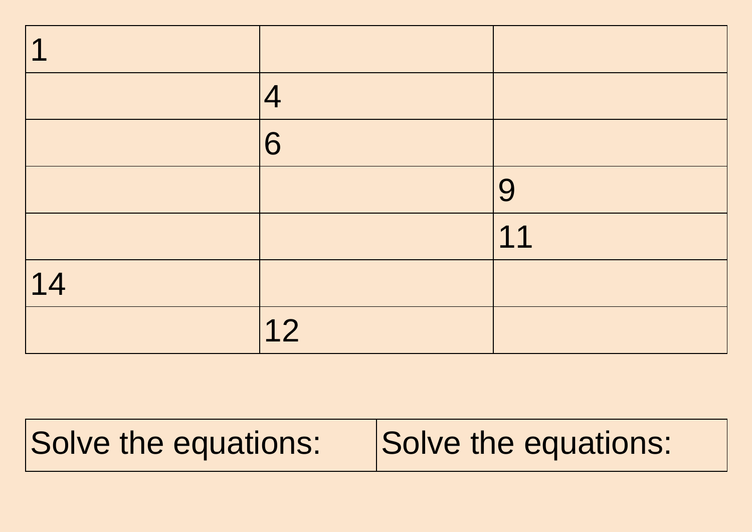| 1 | | |
|---|---|---|
| | 4 | |
| | 6 | |
| | | 9 |
| | | 11 |
| 14 | | |
| | 12 | |

| Solve the equations: | Solve the equations: |
|---|---|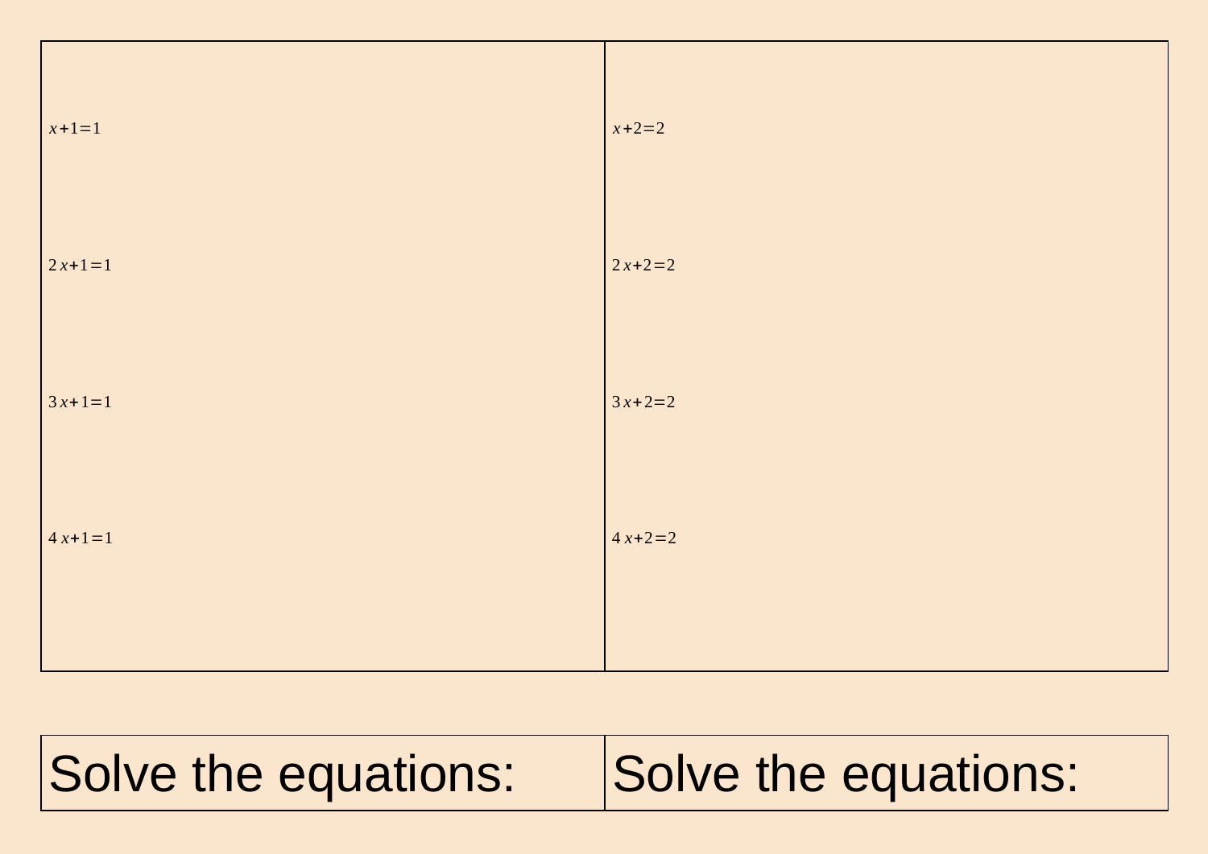| | |
|---|---|
| $x+1=1$ | $x+2=2$ |
| $2x+1=1$ | $2x+2=2$ |
| $3x+1=1$ | $3x+2=2$ |
| $4x+1=1$ | $4x+2=2$ |

| | |
|---|---|
| Solve the equations: | Solve the equations: |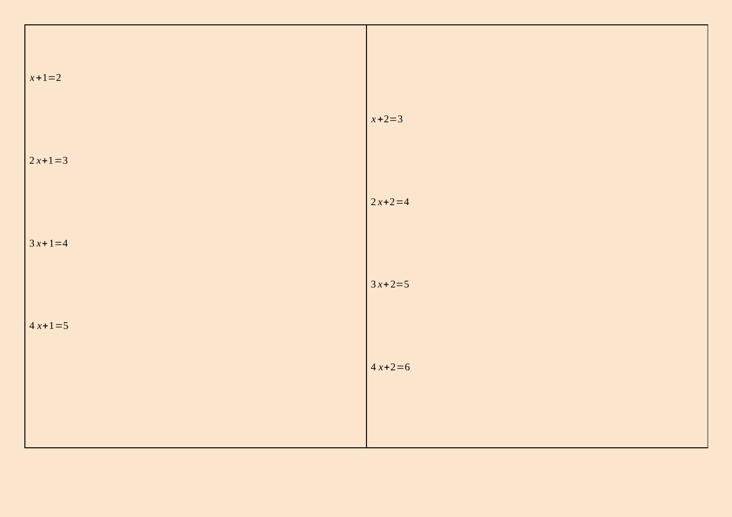| | |
|---|---|
| $x+1=2$ | $x+2=3$ |
| $2x+1=3$ | $2x+2=4$ |
| $3x+1=4$ | $3x+2=5$ |
| $4x+1=5$ | $4x+2=6$ |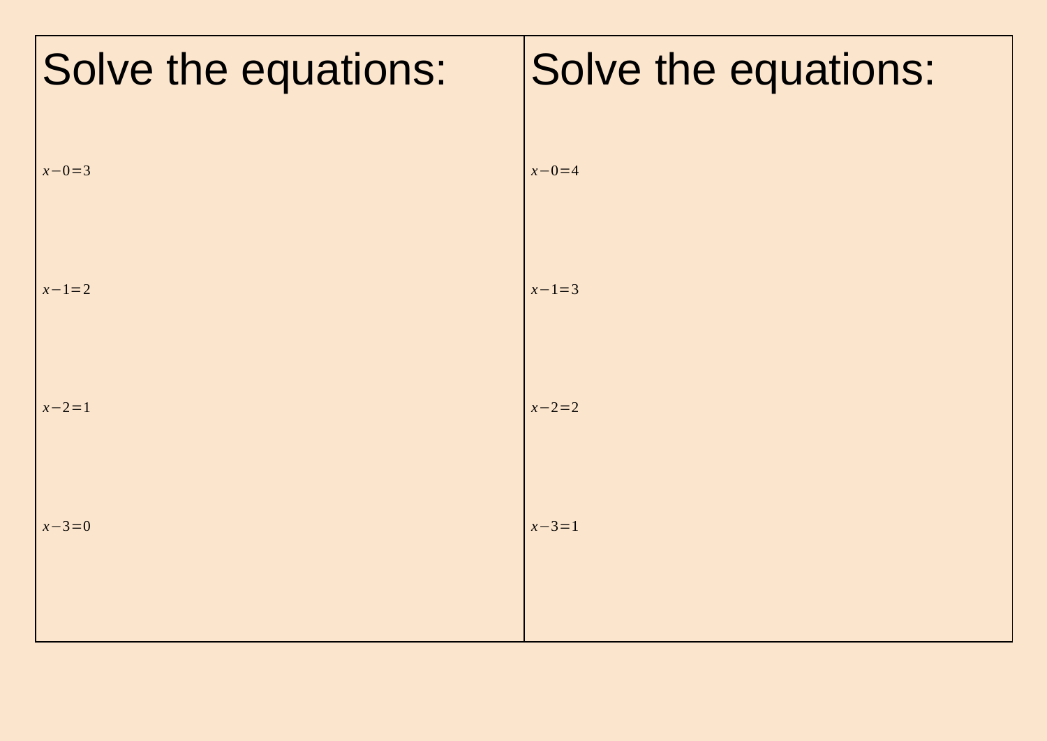## Solve the equations:

$x-0=3$

$x-1=2$

$x-2=1$

$x-3=0$

## Solve the equations:

$x-0=4$

$x-1=3$

$x-2=2$

$x-3=1$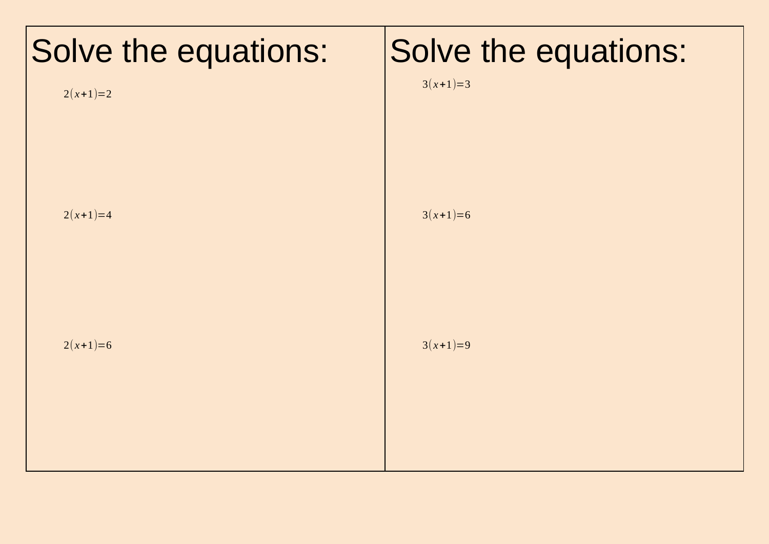# Solve the equations:

$2(x+1)=2$

$2(x+1)=4$

$2(x+1)=6$

# Solve the equations:

$3(x+1)=3$

$3(x+1)=6$

$3(x+1)=9$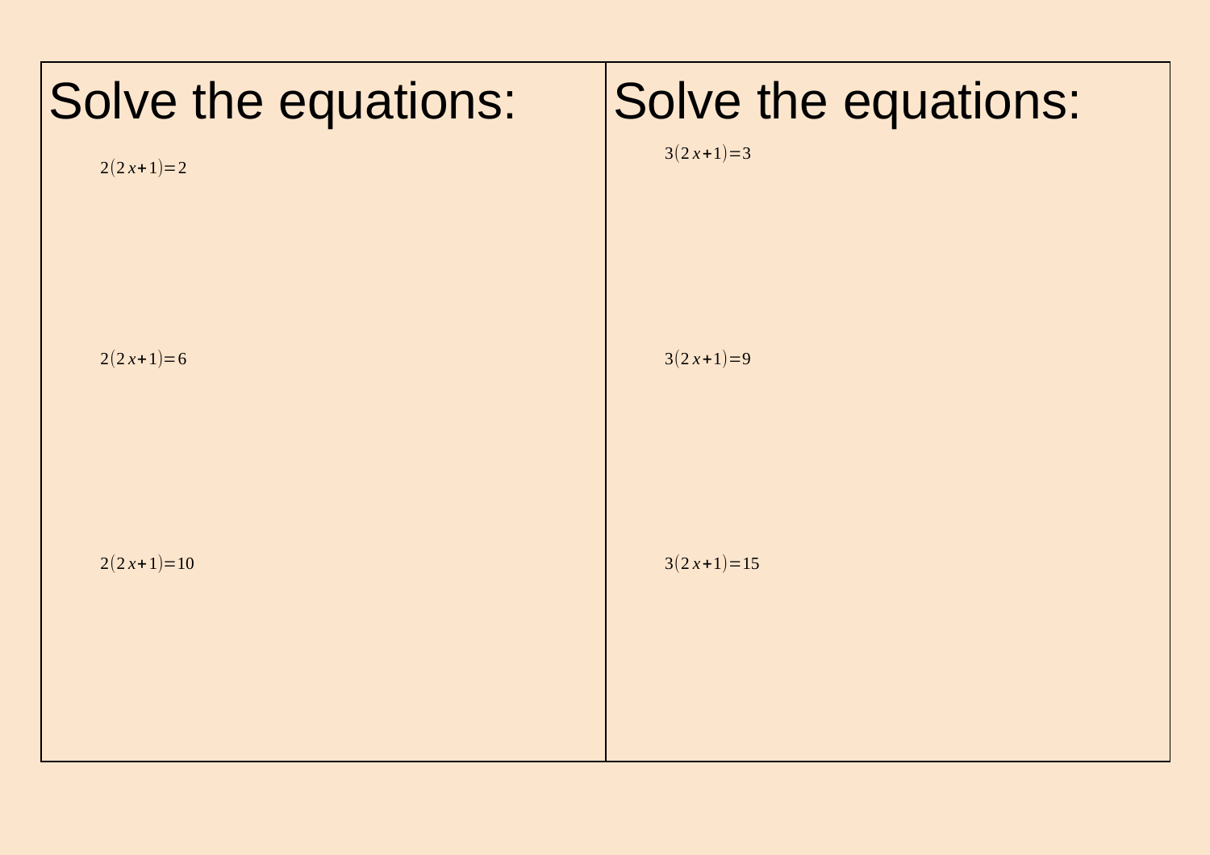# Solve the equations:

$2(2x+1)=2$

$2(2x+1)=6$

$2(2x+1)=10$

# Solve the equations:

$3(2x+1)=3$

$3(2x+1)=9$

$3(2x+1)=15$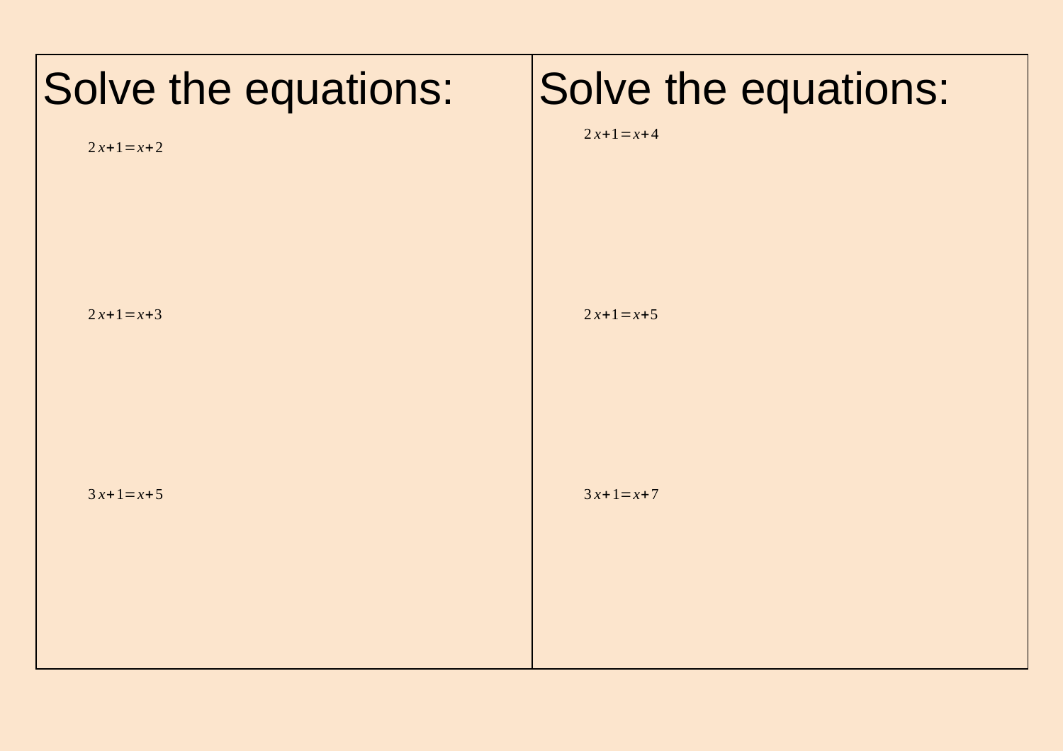## Solve the equations:

$$2x+1=x+2$$

$$2x+1=x+3$$

$$3x+1=x+5$$

## Solve the equations:

$$2x+1=x+4$$

$$2x+1=x+5$$

$$3x+1=x+7$$